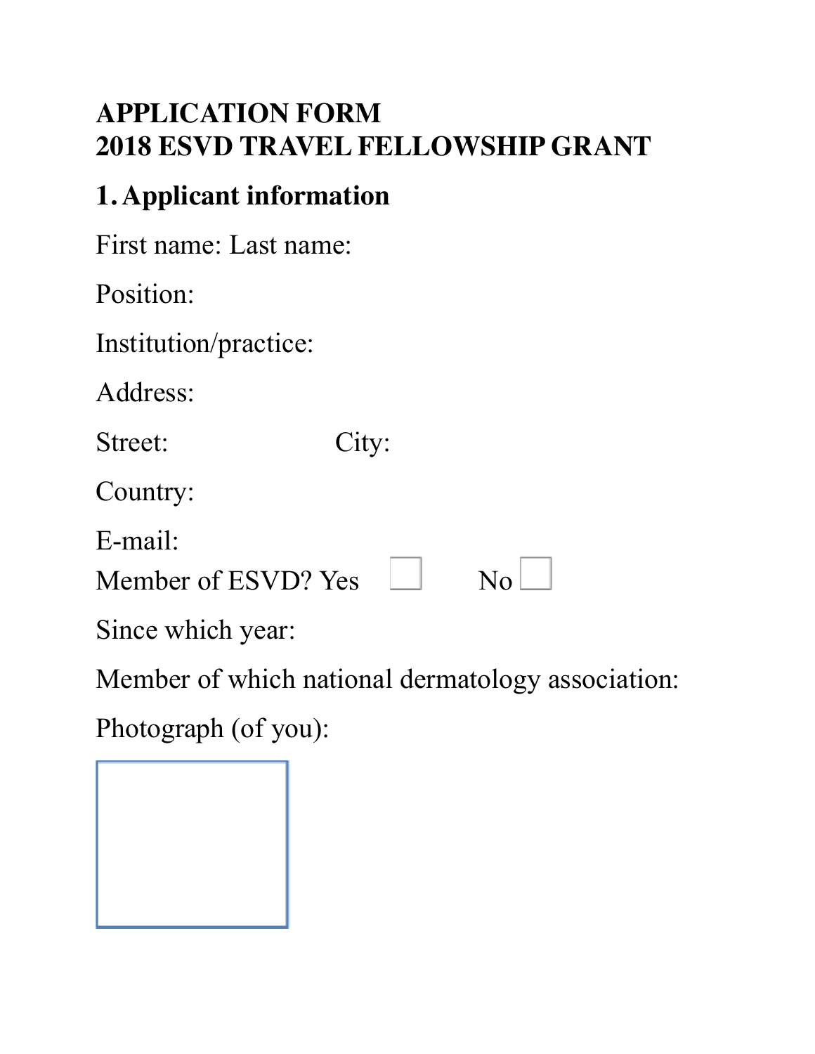# APPLICATION FORM
# 2018 ESVD TRAVEL FELLOWSHIP GRANT

## 1. Applicant information

First name: Last name:

Position:

Institution/practice:

Address:

Street: City:

Country:

E-mail:

Member of ESVD? Yes ☐ No ☐

Since which year:

Member of which national dermatology association:

Photograph (of you):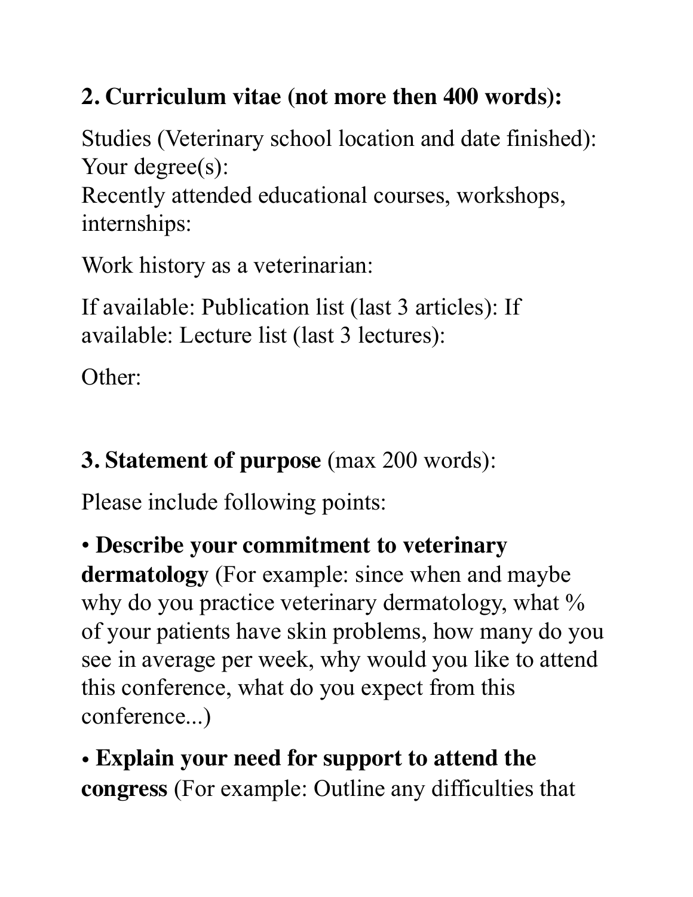## 2. Curriculum vitae (not more then 400 words):

Studies (Veterinary school location and date finished):
Your degree(s):
Recently attended educational courses, workshops, internships:

Work history as a veterinarian:

If available: Publication list (last 3 articles): If available: Lecture list (last 3 lectures):

Other:

## 3. Statement of purpose (max 200 words):

Please include following points:

- **Describe your commitment to veterinary dermatology** (For example: since when and maybe why do you practice veterinary dermatology, what % of your patients have skin problems, how many do you see in average per week, why would you like to attend this conference, what do you expect from this conference...)
- **Explain your need for support to attend the congress** (For example: Outline any difficulties that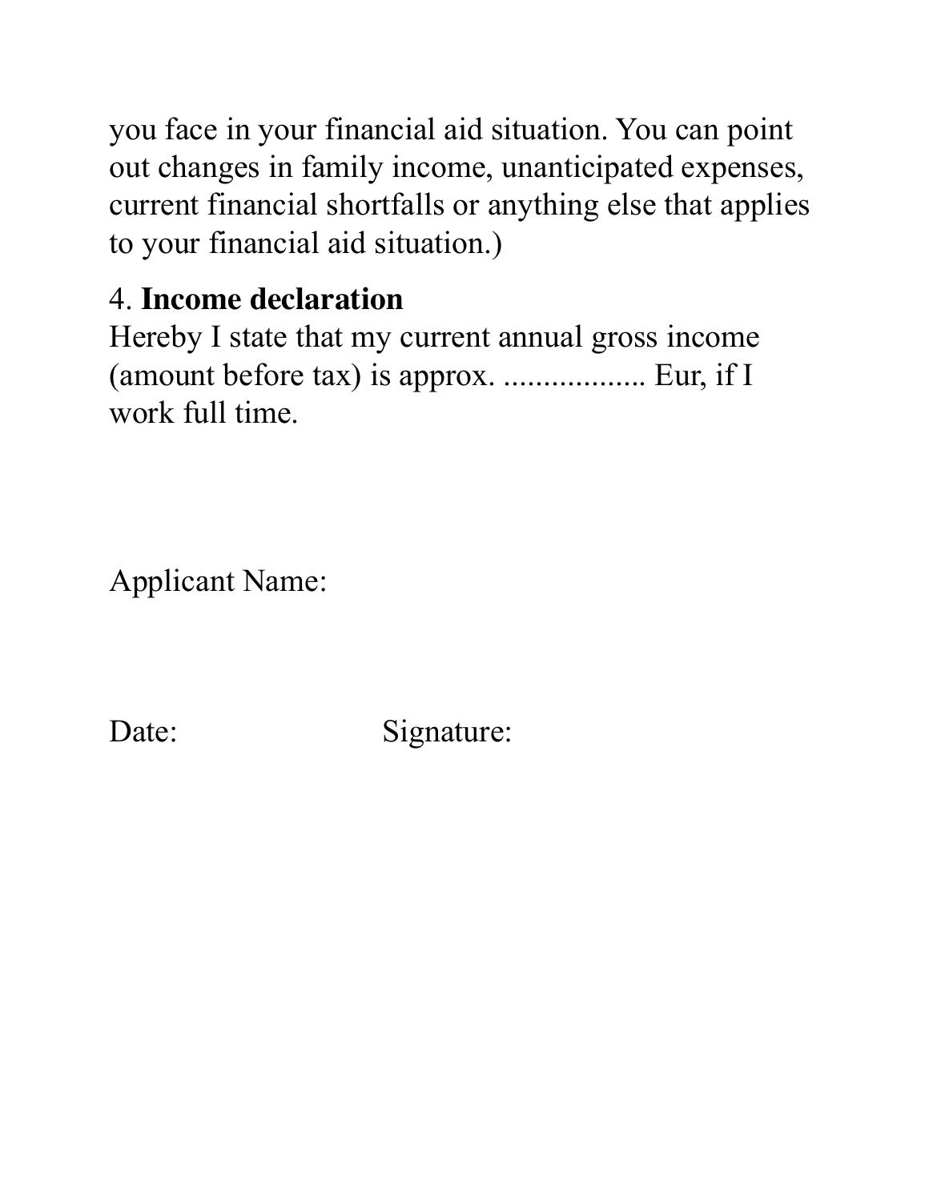you face in your financial aid situation. You can point out changes in family income, unanticipated expenses, current financial shortfalls or anything else that applies to your financial aid situation.)

4. **Income declaration**

Hereby I state that my current annual gross income (amount before tax) is approx. .................. Eur, if I work full time.

Applicant Name:

Date: Signature: